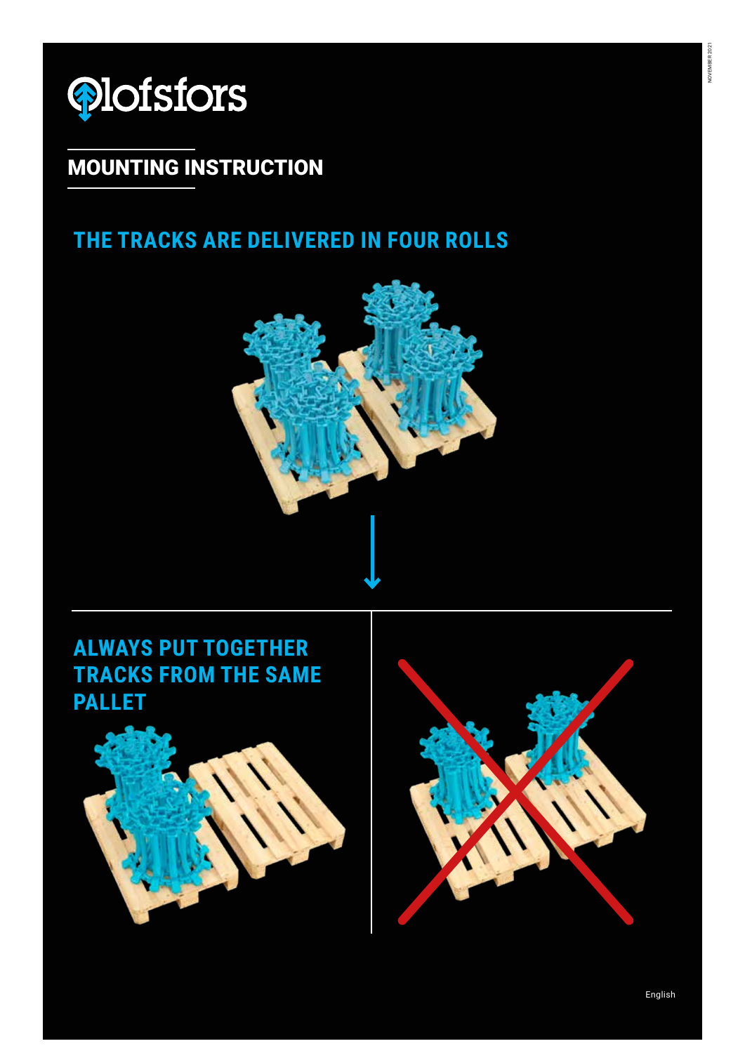olofsfors

# MOUNTING INSTRUCTION

## THE TRACKS ARE DELIVERED IN FOUR ROLLS

## ALWAYS PUT TOGETHER TRACKS FROM THE SAME PALLET

English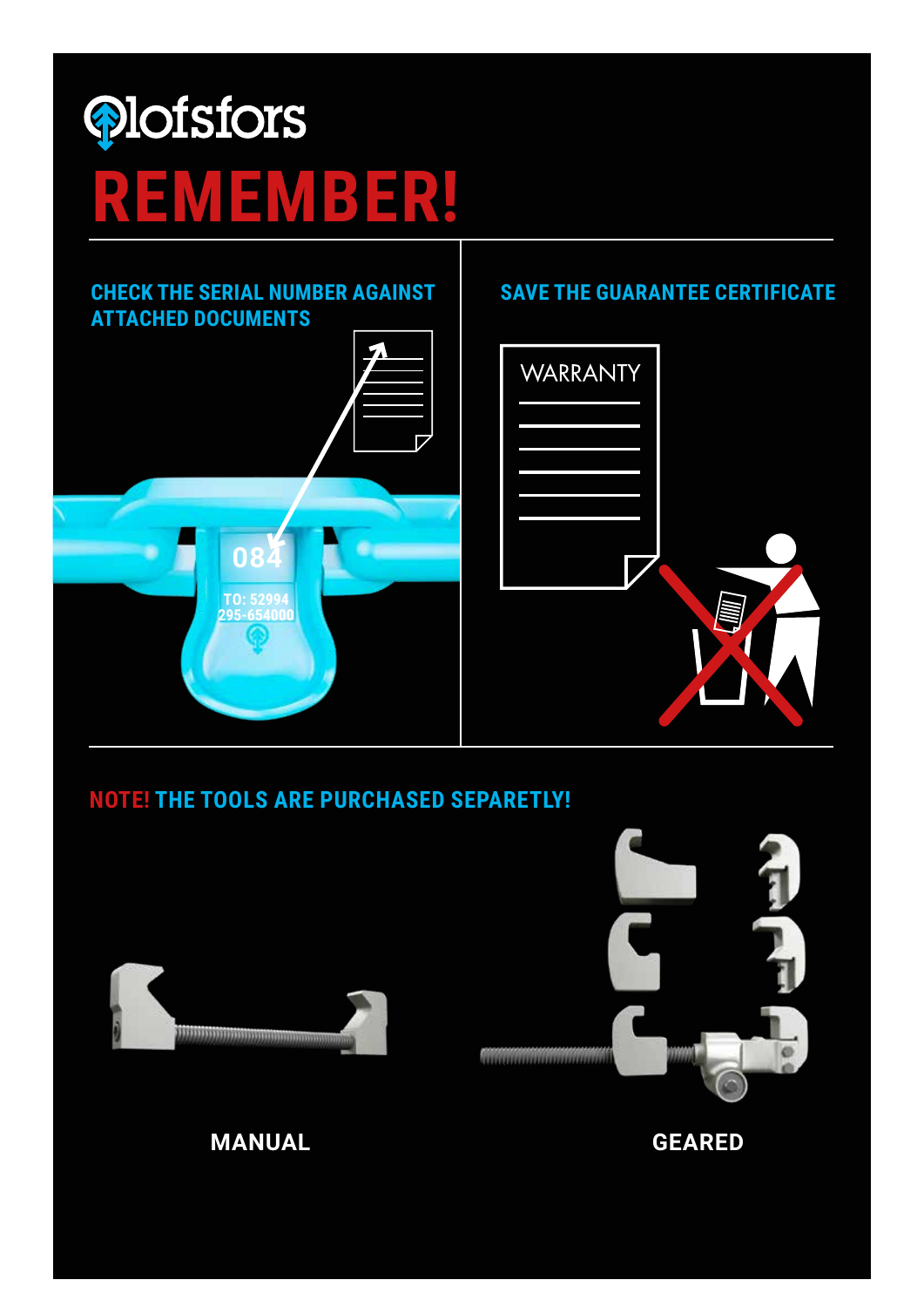# REMEMBER!

## CHECK THE SERIAL NUMBER AGAINST ATTACHED DOCUMENTS

## SAVE THE GUARANTEE CERTIFICATE

## NOTE! THE TOOLS ARE PURCHASED SEPARETLY!

MANUAL

GEARED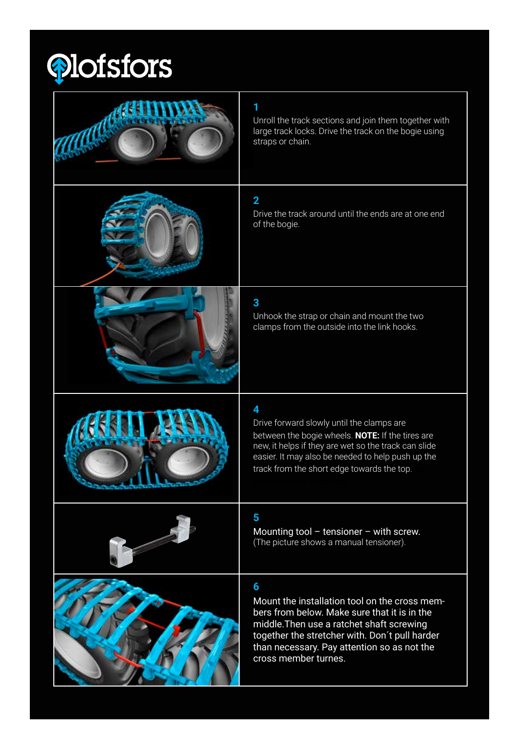# Olofsfors

**1**

Unroll the track sections and join them together with large track locks. Drive the track on the bogie using straps or chain.

**2**

Drive the track around until the ends are at one end of the bogie.

**3**

Unhook the strap or chain and mount the two clamps from the outside into the link hooks.

**4**

Drive forward slowly until the clamps are between the bogie wheels. **NOTE:** If the tires are new, it helps if they are wet so the track can slide easier. It may also be needed to help push up the track from the short edge towards the top.

**5**

Mounting tool – tensioner – with screw. (The picture shows a manual tensioner).

**6**

Mount the installation tool on the cross members from below. Make sure that it is in the middle.Then use a ratchet shaft screwing together the stretcher with. Don´t pull harder than necessary. Pay attention so as not the cross member turns.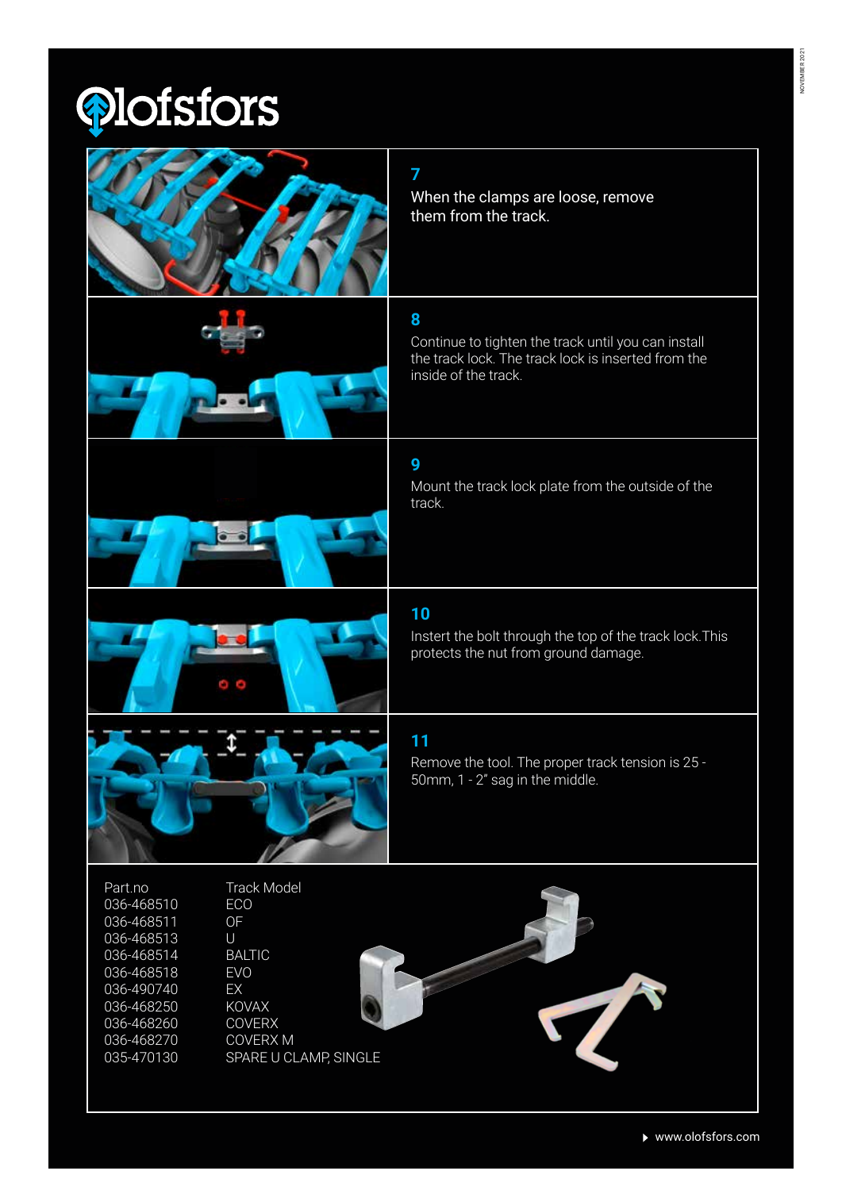# Olofsfors

### 7

When the clamps are loose, remove them from the track.

### 8

Continue to tighten the track until you can install the track lock. The track lock is inserted from the inside of the track.

### 9

Mount the track lock plate from the outside of the track.

### 10

Instert the bolt through the top of the track lock.This protects the nut from ground damage.

### 11

Remove the tool. The proper track tension is 25 - 50mm, 1 - 2" sag in the middle.

| Part.no | Track Model |
| --- | --- |
| 036-468510 | ECO |
| 036-468511 | OF |
| 036-468513 | U |
| 036-468514 | BALTIC |
| 036-468518 | EVO |
| 036-490740 | EX |
| 036-468250 | KOVAX |
| 036-468260 | COVERX |
| 036-468270 | COVERX M |
| 035-470130 | SPARE U CLAMP, SINGLE |

www.olofsfors.com